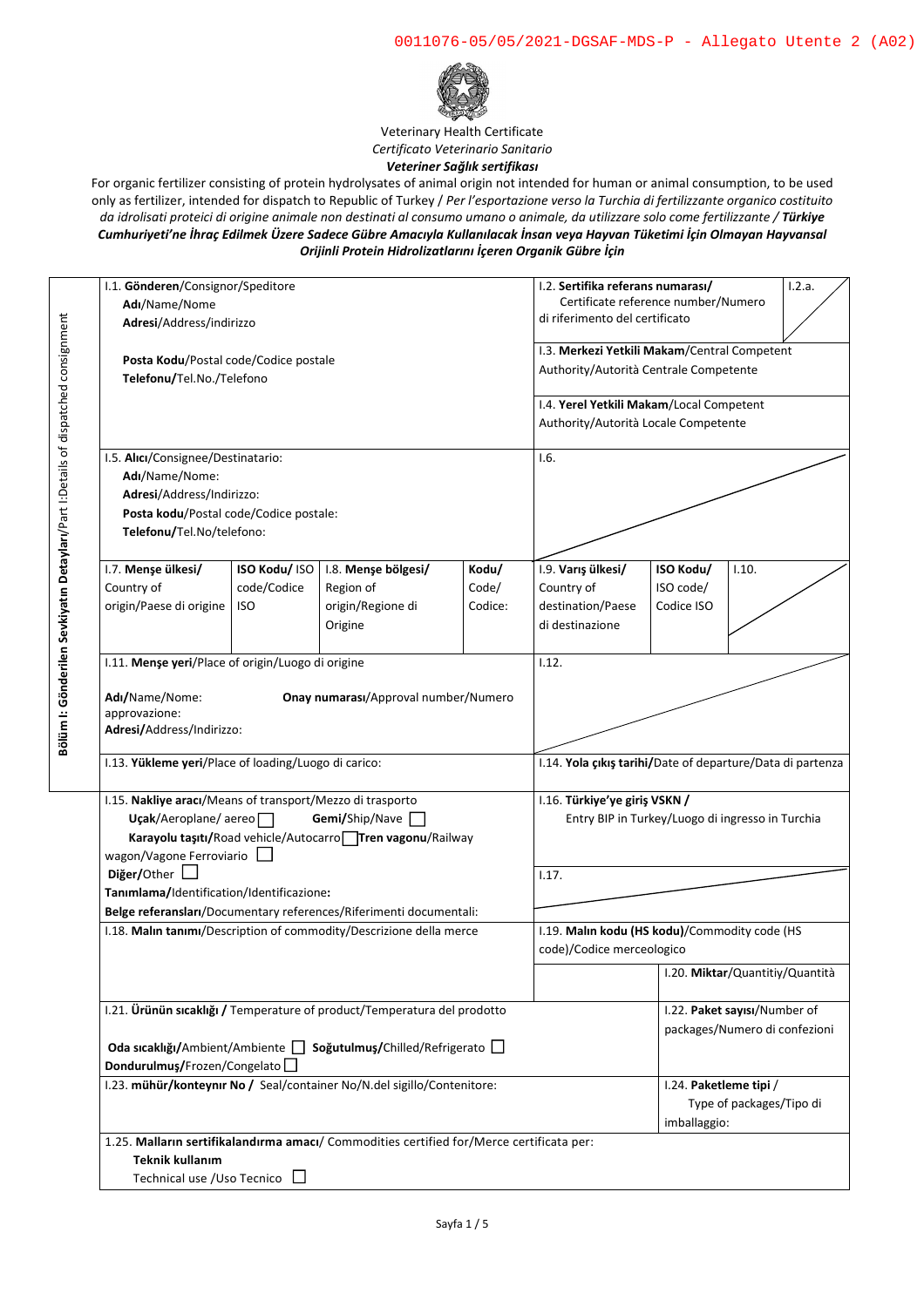0011076-05/05/2021-DGSAF-MDS-P - Allegato Utente 2 (A02)

Veterinary Health Certificate

*Certificato Veterinario Sanitario*

***Veteriner Sağlık sertifikası***

For organic fertilizer consisting of protein hydrolysates of animal origin not intended for human or animal consumption, to be used only as fertilizer, intended for dispatch to Republic of Turkey / *Per l'esportazione verso la Turchia di fertilizzante organico costituito da idrolisati proteici di origine animale non destinati al consumo umano o animale, da utilizzare solo come fertilizzante* / ***Türkiye Cumhuriyeti'ne İhraç Edilmek Üzere Sadece Gübre Amacıyla Kullanılacak İnsan veya Hayvan Tüketimi İçin Olmayan Hayvansal Orijinli Protein Hidrolizatlarını İçeren Organik Gübre İçin***

**Bölüm I: Gönderilen Sevkiyatın Detayları**/Part I:Details of dispatched consignment

| | |
|---|---|
| I.1. **Gönderen**/Consignor/Speditore<br>**Adı**/Name/Nome<br>**Adresi**/Address/indirizzo<br><br>**Posta Kodu**/Postal code/Codice postale<br>**Telefonu**/Tel.No./Telefono | I.2. **Sertifika referans numarası/** Certificate reference number/Numero di riferimento del certificato — I.2.a.<br><br>I.3. **Merkezi Yetkili Makam**/Central Competent Authority/Autorità Centrale Competente<br><br>I.4. **Yerel Yetkili Makam**/Local Competent Authority/Autorità Locale Competente |
| I.5. **Alıcı**/Consignee/Destinatario:<br>**Adı**/Name/Nome:<br>**Adresi**/Address/Indirizzo:<br>**Posta kodu**/Postal code/Codice postale:<br>**Telefonu**/Tel.No/telefono: | I.6. |
| I.7. **Menşe ülkesi/** Country of origin/Paese di origine — **ISO Kodu/** ISO code/Codice ISO — I.8. **Menşe bölgesi/** Region of origin/Regione di Origine — **Kodu/** Code/ Codice: | I.9. **Varış ülkesi/** Country of destination/Paese di destinazione — **ISO Kodu/** ISO code/ Codice ISO — I.10. |
| I.11. **Menşe yeri**/Place of origin/Luogo di origine<br><br>**Adı/**Name/Nome: **Onay numarası**/Approval number/Numero approvazione:<br>**Adresi**/Address/Indirizzo: | I.12. |
| I.13. **Yükleme yeri**/Place of loading/Luogo di carico: | I.14. **Yola çıkış tarihi**/Date of departure/Data di partenza |
| I.15. **Nakliye aracı**/Means of transport/Mezzo di trasporto<br>**Uçak**/Aeroplane/ aereo ☐ **Gemi**/Ship/Nave ☐<br>**Karayolu taşıtı/**Road vehicle/Autocarro ☐ **Tren vagonu**/Railway wagon/Vagone Ferroviario ☐<br>**Diğer**/Other ☐<br>**Tanımlama**/Identification/Identificazione**:**<br>**Belge referansları**/Documentary references/Riferimenti documentali: | I.16. **Türkiye'ye giriş VSKN /** Entry BIP in Turkey/Luogo di ingresso in Turchia<br><br>I.17. |
| I.18. **Malın tanımı**/Description of commodity/Descrizione della merce | I.19. **Malın kodu (HS kodu)**/Commodity code (HS code)/Codice merceologico<br><br>I.20. **Miktar**/Quantitiy/Quantità |
| I.21. **Ürünün sıcaklığı /** Temperature of product/Temperatura del prodotto<br><br>**Oda sıcaklığı/**Ambient/Ambiente ☐ **Soğutulmuş/**Chilled/Refrigerato ☐<br>**Dondurulmuş/**Frozen/Congelato ☐ | I.22. **Paket sayısı**/Number of packages/Numero di confezioni |
| I.23. **mühür/konteynır No /** Seal/container No/N.del sigillo/Contenitore: | I.24. **Paketleme tipi** / Type of packages/Tipo di imballaggio: |
| 1.25. **Malların sertifikalandırma amacı**/ Commodities certified for/Merce certificata per:<br>**Teknik kullanım**<br>Technical use /Uso Tecnico ☐ | |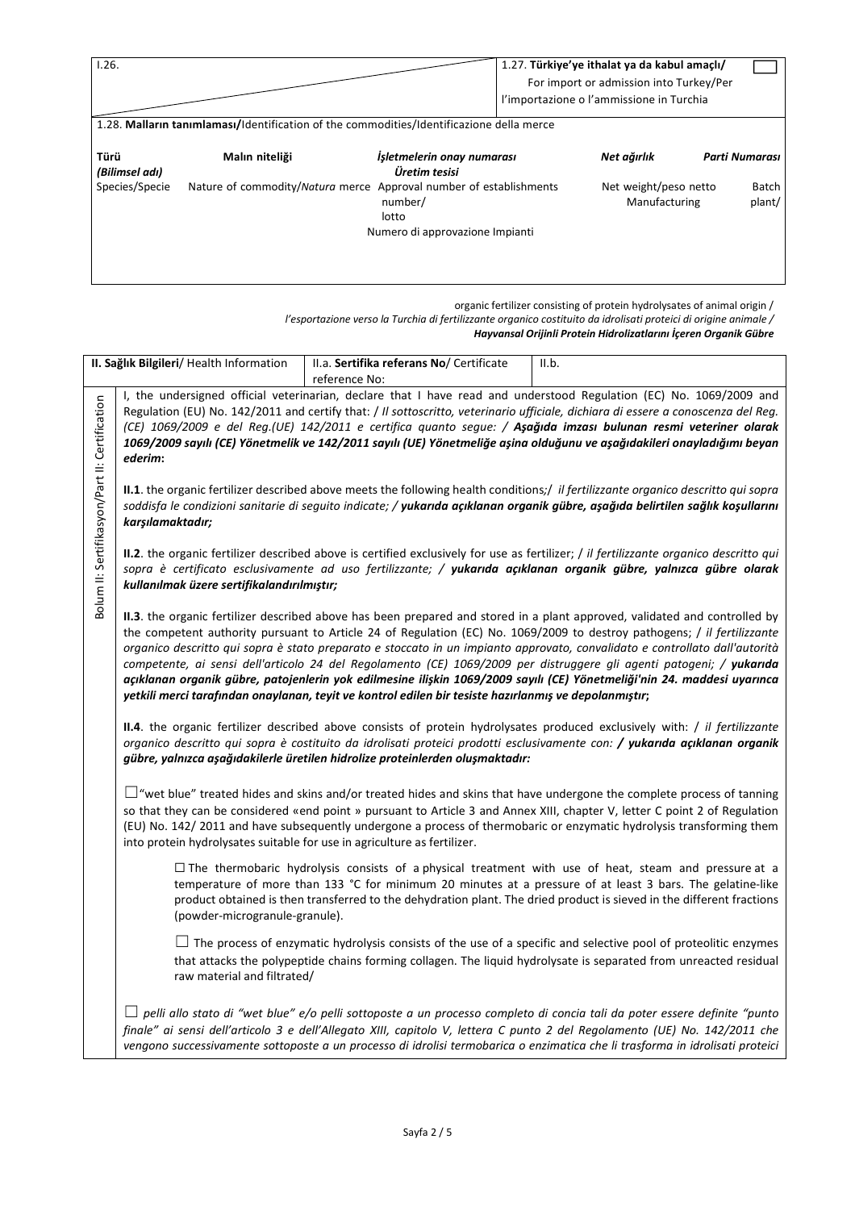| I.26. | 1.27. **Türkiye'ye ithalat ya da kabul amaçlı/** For import or admission into Turkey/Per l'importazione o l'ammissione in Turchia ☐ |
|---|---|

1.28. **Malların tanımlaması/**Identification of the commodities/Identificazione della merce

| **Türü** *(Bilimsel adı)* Species/Specie | **Malın niteliği** Nature of commodity/*Natura* merce | *İşletmelerin onay numarası* Approval number of establishments number/ Numero di approvazione Impianti | *Net ağırlık* Net weight/peso netto | *Parti Numarası* Batch lotto | *Üretim tesisi* Manufacturing plant/ |
|---|---|---|---|---|---|
| | | | | | |

organic fertilizer consisting of protein hydrolysates of animal origin /
*l'esportazione verso la Turchia di fertilizzante organico costituito da idrolisati proteici di origine animale /*
***Hayvansal Orijinli Protein Hidrolizatlarını İçeren Organik Gübre***

| **II. Sağlık Bilgileri**/ Health Information | II.a. **Sertifika referans No**/ Certificate reference No: | II.b. |
|---|---|---|

Bolum II: Sertifikasyon/Part II: Certification

I, the undersigned official veterinarian, declare that I have read and understood Regulation (EC) No. 1069/2009 and Regulation (EU) No. 142/2011 and certify that: / *Il sottoscritto, veterinario ufficiale, dichiara di essere a conoscenza del Reg. (CE) 1069/2009 e del Reg.(UE) 142/2011 e certifica quanto segue: /* ***Aşağıda imzası bulunan resmi veteriner olarak 1069/2009 sayılı (CE) Yönetmelik ve 142/2011 sayılı (UE) Yönetmeliğe aşina olduğunu ve aşağıdakileri onayladığımı beyan ederim*****:**

**II.1**. the organic fertilizer described above meets the following health conditions;/ *il fertilizzante organico descritto qui sopra soddisfa le condizioni sanitarie di seguito indicate; /* ***yukarıda açıklanan organik gübre, aşağıda belirtilen sağlık koşullarını karşılamaktadır;***

**II.2**. the organic fertilizer described above is certified exclusively for use as fertilizer; / *il fertilizzante organico descritto qui sopra è certificato esclusivamente ad uso fertilizzante; /* ***yukarıda açıklanan organik gübre, yalnızca gübre olarak kullanılmak üzere sertifikalandırılmıştır;***

**II.3**. the organic fertilizer described above has been prepared and stored in a plant approved, validated and controlled by the competent authority pursuant to Article 24 of Regulation (EC) No. 1069/2009 to destroy pathogens; / *il fertilizzante organico descritto qui sopra è stato preparato e stoccato in un impianto approvato, convalidato e controllato dall'autorità competente, ai sensi dell'articolo 24 del Regolamento (CE) 1069/2009 per distruggere gli agenti patogeni; /* ***yukarıda açıklanan organik gübre, patojenlerin yok edilmesine ilişkin 1069/2009 sayılı (CE) Yönetmeliği'nin 24. maddesi uyarınca yetkili merci tarafından onaylanan, teyit ve kontrol edilen bir tesiste hazırlanmış ve depolanmıştır*****;**

**II.4**. the organic fertilizer described above consists of protein hydrolysates produced exclusively with: / *il fertilizzante organico descritto qui sopra è costituito da idrolisati proteici prodotti esclusivamente con: /* ***yukarıda açıklanan organik gübre, yalnızca aşağıdakilerle üretilen hidrolize proteinlerden oluşmaktadır:***

☐"wet blue" treated hides and skins and/or treated hides and skins that have undergone the complete process of tanning so that they can be considered «end point » pursuant to Article 3 and Annex XIII, chapter V, letter C point 2 of Regulation (EU) No. 142/ 2011 and have subsequently undergone a process of thermobaric or enzymatic hydrolysis transforming them into protein hydrolysates suitable for use in agriculture as fertilizer.

> ☐ The thermobaric hydrolysis consists of a physical treatment with use of heat, steam and pressure at a temperature of more than 133 °C for minimum 20 minutes at a pressure of at least 3 bars. The gelatine-like product obtained is then transferred to the dehydration plant. The dried product is sieved in the different fractions (powder-microgranule-granule).
>
> ☐ The process of enzymatic hydrolysis consists of the use of a specific and selective pool of proteolitic enzymes that attacks the polypeptide chains forming collagen. The liquid hydrolysate is separated from unreacted residual raw material and filtrated/

☐ *pelli allo stato di "wet blue" e/o pelli sottoposte a un processo completo di concia tali da poter essere definite "punto finale" ai sensi dell'articolo 3 e dell'Allegato XIII, capitolo V, lettera C punto 2 del Regolamento (UE) No. 142/2011 che vengono successivamente sottoposte a un processo di idrolisi termobarica o enzimatica che li trasforma in idrolisati proteici*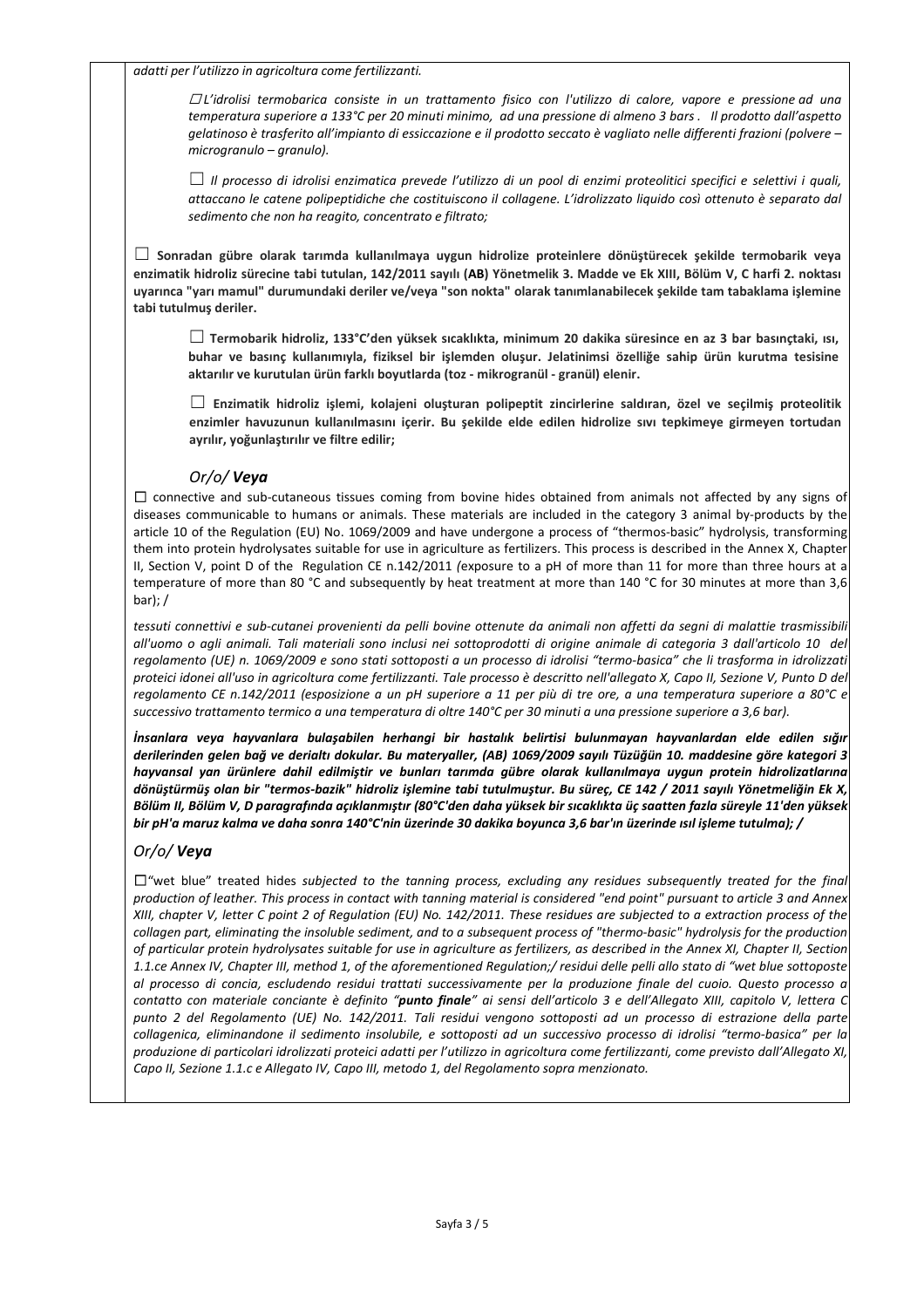*adatti per l'utilizzo in agricoltura come fertilizzanti.*

> ☐ *L'idrolisi termobarica consiste in un trattamento fisico con l'utilizzo di calore, vapore e pressione ad una temperatura superiore a 133°C per 20 minuti minimo, ad una pressione di almeno 3 bars . Il prodotto dall'aspetto gelatinoso è trasferito all'impianto di essiccazione e il prodotto seccato è vagliato nelle differenti frazioni (polvere – microgranulo – granulo).*

> ☐ *Il processo di idrolisi enzimatica prevede l'utilizzo di un pool di enzimi proteolitici specifici e selettivi i quali, attaccano le catene polipeptidiche che costituiscono il collagene. L'idrolizzato liquido così ottenuto è separato dal sedimento che non ha reagito, concentrato e filtrato;*

☐ **Sonradan gübre olarak tarımda kullanılmaya uygun hidrolize proteinlere dönüştürecek şekilde termobarik veya enzimatik hidroliz sürecine tabi tutulan, 142/2011 sayılı (AB) Yönetmelik 3. Madde ve Ek XIII, Bölüm V, C harfi 2. noktası uyarınca "yarı mamul" durumundaki deriler ve/veya "son nokta" olarak tanımlanabilecek şekilde tam tabaklama işlemine tabi tutulmuş deriler.**

> ☐ **Termobarik hidroliz, 133°C'den yüksek sıcaklıkta, minimum 20 dakika süresince en az 3 bar basınçtaki, ısı, buhar ve basınç kullanımıyla, fiziksel bir işlemden oluşur. Jelatinimsi özelliğe sahip ürün kurutma tesisine aktarılır ve kurutulan ürün farklı boyutlarda (toz - mikrogranül - granül) elenir.**

> ☐ **Enzimatik hidroliz işlemi, kolajeni oluşturan polipeptit zincirlerine saldıran, özel ve seçilmiş proteolitik enzimler havuzunun kullanılmasını içerir. Bu şekilde elde edilen hidrolize sıvı tepkimeye girmeyen tortudan ayrılır, yoğunlaştırılır ve filtre edilir;**

*Or/o/* ***Veya***

☐ connective and sub-cutaneous tissues coming from bovine hides obtained from animals not affected by any signs of diseases communicable to humans or animals. These materials are included in the category 3 animal by-products by the article 10 of the Regulation (EU) No. 1069/2009 and have undergone a process of "thermos-basic" hydrolysis, transforming them into protein hydrolysates suitable for use in agriculture as fertilizers. This process is described in the Annex X, Chapter II, Section V, point D of the Regulation CE n.142/2011 *(*exposure to a pH of more than 11 for more than three hours at a temperature of more than 80 °C and subsequently by heat treatment at more than 140 °C for 30 minutes at more than 3,6 bar); /

*tessuti connettivi e sub-cutanei provenienti da pelli bovine ottenute da animali non affetti da segni di malattie trasmissibili all'uomo o agli animali. Tali materiali sono inclusi nei sottoprodotti di origine animale di categoria 3 dall'articolo 10 del regolamento (UE) n. 1069/2009 e sono stati sottoposti a un processo di idrolisi "termo-basica" che li trasforma in idrolizzati proteici idonei all'uso in agricoltura come fertilizzanti. Tale processo è descritto nell'allegato X, Capo II, Sezione V, Punto D del regolamento CE n.142/2011 (esposizione a un pH superiore a 11 per più di tre ore, a una temperatura superiore a 80°C e successivo trattamento termico a una temperatura di oltre 140°C per 30 minuti a una pressione superiore a 3,6 bar).*

***İnsanlara veya hayvanlara bulaşabilen herhangi bir hastalık belirtisi bulunmayan hayvanlardan elde edilen sığır derilerinden gelen bağ ve derialtı dokular. Bu materyaller, (AB) 1069/2009 sayılı Tüzüğün 10. maddesine göre kategori 3 hayvansal yan ürünlere dahil edilmiştir ve bunları tarımda gübre olarak kullanılmaya uygun protein hidrolizatlarına dönüştürmüş olan bir "termos-bazik" hidroliz işlemine tabi tutulmuştur. Bu süreç, CE 142 / 2011 sayılı Yönetmeliğin Ek X, Bölüm II, Bölüm V, D paragrafında açıklanmıştır (80°C'den daha yüksek bir sıcaklıkta üç saatten fazla süreyle 11'den yüksek bir pH'a maruz kalma ve daha sonra 140°C'nin üzerinde 30 dakika boyunca 3,6 bar'ın üzerinde ısıl işleme tutulma); /***

*Or/o/* ***Veya***

☐"wet blue" treated hides *subjected to the tanning process, excluding any residues subsequently treated for the final production of leather. This process in contact with tanning material is considered "end point" pursuant to article 3 and Annex XIII, chapter V, letter C point 2 of Regulation (EU) No. 142/2011. These residues are subjected to a extraction process of the collagen part, eliminating the insoluble sediment, and to a subsequent process of "thermo-basic" hydrolysis for the production of particular protein hydrolysates suitable for use in agriculture as fertilizers, as described in the Annex XI, Chapter II, Section 1.1.ce Annex IV, Chapter III, method 1, of the aforementioned Regulation;/ residui delle pelli allo stato di "wet blue sottoposte al processo di concia, escludendo residui trattati successivamente per la produzione finale del cuoio. Questo processo a contatto con materiale conciante è definito "**punto finale**" ai sensi dell'articolo 3 e dell'Allegato XIII, capitolo V, lettera C punto 2 del Regolamento (UE) No. 142/2011. Tali residui vengono sottoposti ad un processo di estrazione della parte collagenica, eliminandone il sedimento insolubile, e sottoposti ad un successivo processo di idrolisi "termo-basica" per la produzione di particolari idrolizzati proteici adatti per l'utilizzo in agricoltura come fertilizzanti, come previsto dall'Allegato XI, Capo II, Sezione 1.1.c e Allegato IV, Capo III, metodo 1, del Regolamento sopra menzionato.*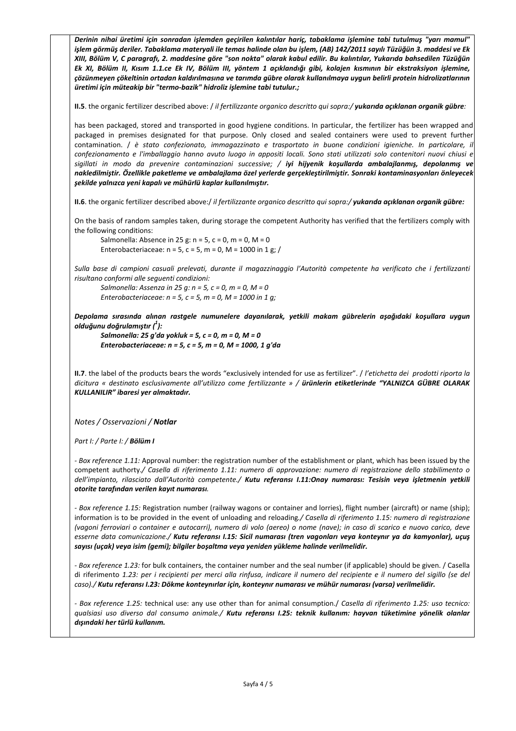***Derinin nihai üretimi için sonradan işlemden geçirilen kalıntılar hariç, tabaklama işlemine tabi tutulmuş "yarı mamul" işlem görmüş deriler. Tabaklama materyali ile temas halinde olan bu işlem, (AB) 142/2011 sayılı Tüzüğün 3. maddesi ve Ek XIII, Bölüm V, C paragrafı, 2. maddesine göre "son nokta" olarak kabul edilir. Bu kalıntılar, Yukarıda bahsedilen Tüzüğün Ek XI, Bölüm II, Kısım 1.1.ce Ek IV, Bölüm III, yöntem 1 açıklandığı gibi, kolajen kısmının bir ekstraksiyon işlemine, çözünmeyen çökeltinin ortadan kaldırılmasına ve tarımda gübre olarak kullanılmaya uygun belirli protein hidrolizatlarının üretimi için müteakip bir "termo-bazik" hidroliz işlemine tabi tutulur.;***

**II.5**. the organic fertilizer described above: / *il fertilizzante organico descritto qui sopra:/* ***yukarıda açıklanan organik gübre****:*

has been packaged, stored and transported in good hygiene conditions. In particular, the fertilizer has been wrapped and packaged in premises designated for that purpose. Only closed and sealed containers were used to prevent further contamination. / *è stato confezionato, immagazzinato e trasportato in buone condizioni igieniche. In particolare, il confezionamento e l'imballaggio hanno avuto luogo in appositi locali. Sono stati utilizzati solo contenitori nuovi chiusi e sigillati in modo da prevenire contaminazioni successive; /* ***iyi hijyenik koşullarda ambalajlanmış, depolanmış ve nakledilmiştir. Özellikle paketleme ve ambalajlama özel yerlerde gerçekleştirilmiştir. Sonraki kontaminasyonları önleyecek şekilde yalnızca yeni kapalı ve mühürlü kaplar kullanılmıştır.***

**II.6**. the organic fertilizer described above:/ *il fertilizzante organico descritto qui sopra:/* ***yukarıda açıklanan organik gübre:***

On the basis of random samples taken, during storage the competent Authority has verified that the fertilizers comply with the following conditions:

Salmonella: Absence in 25 g: n = 5, c = 0, m = 0, M = 0
Enterobacteriaceae: n = 5, c = 5, m = 0, M = 1000 in 1 g; /

*Sulla base di campioni casuali prelevati, durante il magazzinaggio l'Autorità competente ha verificato che i fertilizzanti risultano conformi alle seguenti condizioni:*

*Salmonella: Assenza in 25 g: n = 5, c = 0, m = 0, M = 0*
*Enterobacteriaceae: n = 5, c = 5, m = 0, M = 1000 in 1 g;*

***Depolama sırasında alınan rastgele numunelere dayanılarak, yetkili makam gübrelerin aşağıdaki koşullara uygun olduğunu doğrulamıştır ([1]):***

***Salmonella: 25 g'da yokluk = 5, c = 0, m = 0, M = 0***
***Enterobacteriaceae: n = 5, c = 5, m = 0, M = 1000, 1 g'da***

**II.7**. the label of the products bears the words "exclusively intended for use as fertilizer". / *l'etichetta dei prodotti riporta la dicitura « destinato esclusivamente all'utilizzo come fertilizzante » /* ***ürünlerin etiketlerinde "YALNIZCA GÜBRE OLARAK KULLANILIR" ibaresi yer almaktadır.***

*Notes / Osservazioni /* ***Notlar***

*Part I: / Parte I: /* ***Bölüm I***

*- Box reference 1.11:* Approval number: the registration number of the establishment or plant, which has been issued by the competent authorty./ *Casella di riferimento 1.11: numero di approvazione: numero di registrazione dello stabilimento o dell'impianto, rilasciato dall'Autorità competente./* ***Kutu referansı I.11:Onay numarası: Tesisin veya işletmenin yetkili otorite tarafından verilen kayıt numarası****.*

*- Box reference 1.15:* Registration number (railway wagons or container and lorries), flight number (aircraft) or name (ship); information is to be provided in the event of unloading and reloading./ *Casella di riferimento 1.15: numero di registrazione (vagoni ferroviari o container e autocarri), numero di volo (aereo) o nome (nave); in caso di scarico e nuovo carico, deve esserne data comunicazione./* ***Kutu referansı I.15: Sicil numarası (tren vagonları veya konteynır ya da kamyonlar), uçuş sayısı (uçak) veya isim (gemi); bilgiler boşaltma veya yeniden yükleme halinde verilmelidir.***

*- Box reference 1.23:* for bulk containers, the container number and the seal number (if applicable) should be given. / Casella di riferimento *1.23: per i recipienti per merci alla rinfusa, indicare il numero del recipiente e il numero del sigillo (se del caso)./* ***Kutu referansı I.23: Dökme konteynırlar için, konteynır numarası ve mühür numarası (varsa) verilmelidir.***

*- Box reference 1.25:* technical use: any use other than for animal consumption./ *Casella di riferimento 1.25: uso tecnico: qualsiasi uso diverso dal consumo animale./* ***Kutu referansı I.25: teknik kullanım: hayvan tüketimine yönelik olanlar dışındaki her türlü kullanım.***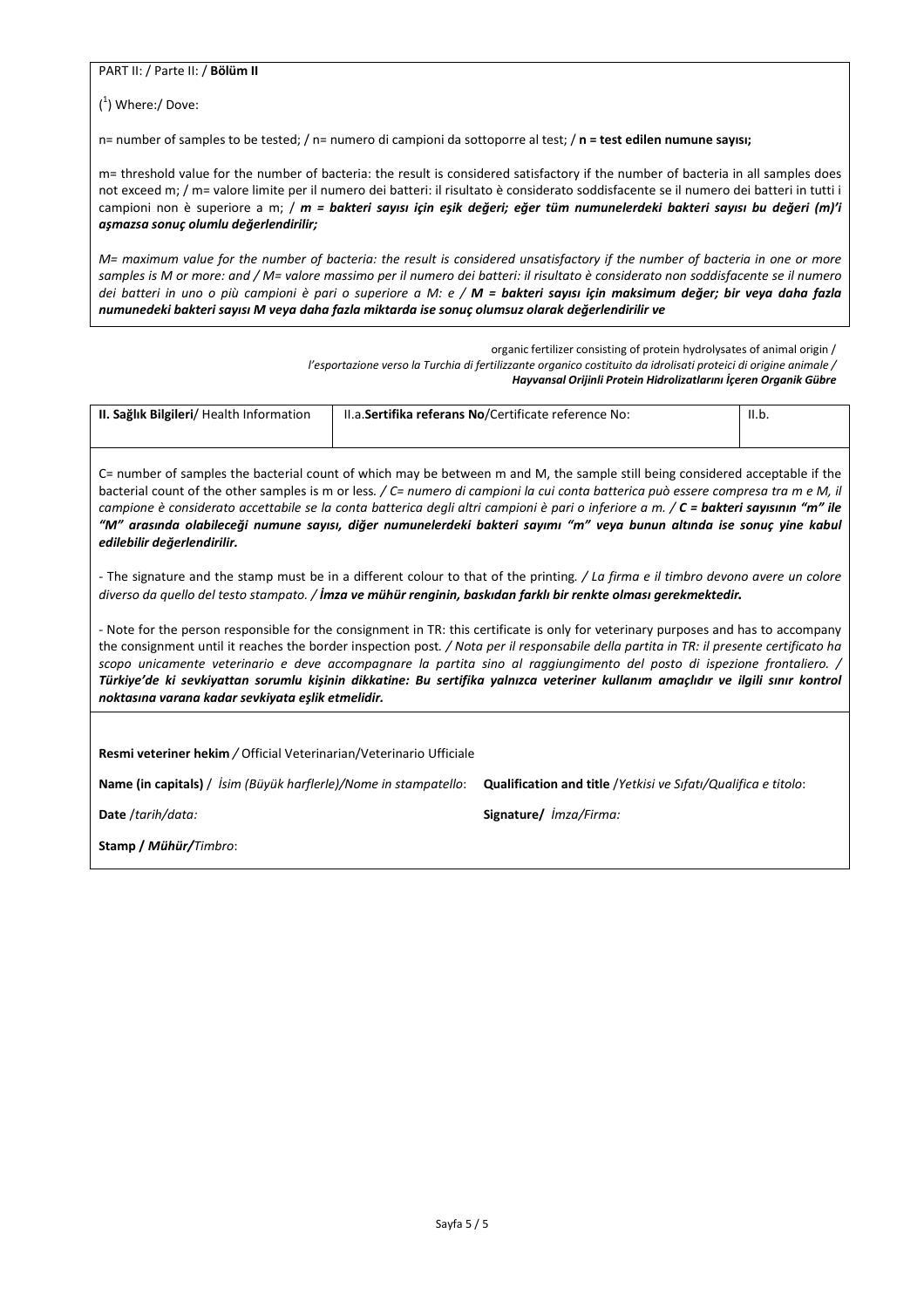PART II: / Parte II: / **Bölüm II**

([1]) Where:/ Dove:

n= number of samples to be tested; / n= numero di campioni da sottoporre al test; / **n = test edilen numune sayısı;**

m= threshold value for the number of bacteria: the result is considered satisfactory if the number of bacteria in all samples does not exceed m; / m= valore limite per il numero dei batteri: il risultato è considerato soddisfacente se il numero dei batteri in tutti i campioni non è superiore a m; / ***m = bakteri sayısı için eşik değeri; eğer tüm numunelerdeki bakteri sayısı bu değeri (m)'i aşmazsa sonuç olumlu değerlendirilir;***

*M= maximum value for the number of bacteria: the result is considered unsatisfactory if the number of bacteria in one or more samples is M or more: and / M= valore massimo per il numero dei batteri: il risultato è considerato non soddisfacente se il numero dei batteri in uno o più campioni è pari o superiore a M: e /* ***M = bakteri sayısı için maksimum değer; bir veya daha fazla numunedeki bakteri sayısı M veya daha fazla miktarda ise sonuç olumsuz olarak değerlendirilir ve***

organic fertilizer consisting of protein hydrolysates of animal origin /
*l'esportazione verso la Turchia di fertilizzante organico costituito da idrolisati proteici di origine animale /*
***Hayvansal Orijinli Protein Hidrolizatlarını İçeren Organik Gübre***

| **II. Sağlık Bilgileri**/ Health Information | II.a.**Sertifika referans No**/Certificate reference No: | II.b. |
|---|---|---|

C= number of samples the bacterial count of which may be between m and M, the sample still being considered acceptable if the bacterial count of the other samples is m or less. */ C= numero di campioni la cui conta batterica può essere compresa tra m e M, il campione è considerato accettabile se la conta batterica degli altri campioni è pari o inferiore a m. /* ***C = bakteri sayısının "m" ile "M" arasında olabileceği numune sayısı, diğer numunelerdeki bakteri sayımı "m" veya bunun altında ise sonuç yine kabul edilebilir değerlendirilir.***

- The signature and the stamp must be in a different colour to that of the printing. */ La firma e il timbro devono avere un colore diverso da quello del testo stampato. /* ***İmza ve mühür renginin, baskıdan farklı bir renkte olması gerekmektedir.***

- Note for the person responsible for the consignment in TR: this certificate is only for veterinary purposes and has to accompany the consignment until it reaches the border inspection post. */ Nota per il responsabile della partita in TR: il presente certificato ha scopo unicamente veterinario e deve accompagnare la partita sino al raggiungimento del posto di ispezione frontaliero. /* ***Türkiye'de ki sevkiyattan sorumlu kişinin dikkatine: Bu sertifika yalnızca veteriner kullanım amaçlıdır ve ilgili sınır kontrol noktasına varana kadar sevkiyata eşlik etmelidir.***

**Resmi veteriner hekim** / Official Veterinarian/Veterinario Ufficiale

**Name (in capitals)** / *İsim (Büyük harflerle)/Nome in stampatello*:

**Qualification and title** /*Yetkisi ve Sıfatı/Qualifica e titolo*:

**Date** /*tarih/data:*

**Signature/** *İmza/Firma:*

**Stamp /** ***Mühür/****Timbro*: